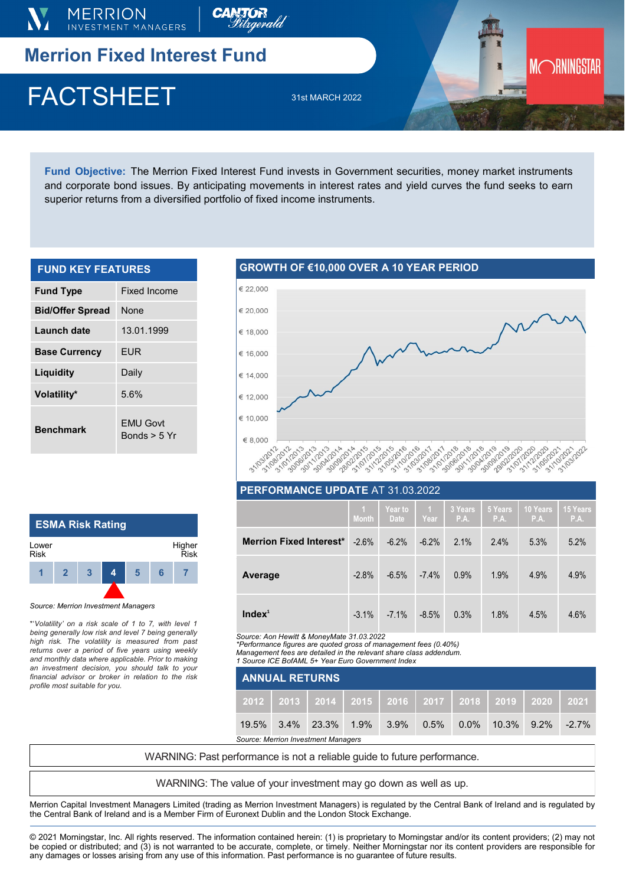# Merrion Fixed Interest Fund

## FACTSHEET

31st MARCH 2022

**Fund Objective:** The Merrion Fixed Interest Fund invests in Government securities, money market instruments and corporate bond issues. By anticipating movements in interest rates and yield curves the fund seeks to earn superior returns from a diversified portfolio of fixed income instruments.

## FUND KEY FEATURES

| | |
|---|---|
| **Fund Type** | Fixed Income |
| **Bid/Offer Spread** | None |
| **Launch date** | 13.01.1999 |
| **Base Currency** | EUR |
| **Liquidity** | Daily |
| **Volatility*** | 5.6% |
| **Benchmark** | EMU Govt Bonds > 5 Yr |

## ESMA Risk Rating

Lower Risk — Higher Risk

| 1 | 2 | 3 | **4** | 5 | 6 | 7 |
|---|---|---|---|---|---|---|

Rating: 4

*Source: Merrion Investment Managers*

*'Volatility' on a risk scale of 1 to 7, with level 1 being generally low risk and level 7 being generally high risk. The volatility is measured from past returns over a period of five years using weekly and monthly data where applicable. Prior to making an investment decision, you should talk to your financial advisor or broker in relation to the risk profile most suitable for you.*

## GROWTH OF €10,000 OVER A 10 YEAR PERIOD

## PERFORMANCE UPDATE AT 31.03.2022

| | 1 Month | Year to Date | 1 Year | 3 Years P.A. | 5 Years P.A. | 10 Years P.A. | 15 Years P.A. |
|---|---|---|---|---|---|---|---|
| **Merrion Fixed Interest*** | -2.6% | -6.2% | -6.2% | 2.1% | 2.4% | 5.3% | 5.2% |
| **Average** | -2.8% | -6.5% | -7.4% | 0.9% | 1.9% | 4.9% | 4.9% |
| **Index**[1] | -3.1% | -7.1% | -8.5% | 0.3% | 1.8% | 4.5% | 4.6% |

*Source: Aon Hewitt & MoneyMate 31.03.2022*
*\*Performance figures are quoted gross of management fees (0.40%)*
*Management fees are detailed in the relevant share class addendum.*
*1 Source ICE BofAML 5+ Year Euro Government Index*

## ANNUAL RETURNS

| 2012 | 2013 | 2014 | 2015 | 2016 | 2017 | 2018 | 2019 | 2020 | 2021 |
|---|---|---|---|---|---|---|---|---|---|
| 19.5% | 3.4% | 23.3% | 1.9% | 3.9% | 0.5% | 0.0% | 10.3% | 9.2% | -2.7% |

*Source: Merrion Investment Managers*

WARNING: Past performance is not a reliable guide to future performance.

WARNING: The value of your investment may go down as well as up.

Merrion Capital Investment Managers Limited (trading as Merrion Investment Managers) is regulated by the Central Bank of Ireland and is regulated by the Central Bank of Ireland and is a Member Firm of Euronext Dublin and the London Stock Exchange.

© 2021 Morningstar, Inc. All rights reserved. The information contained herein: (1) is proprietary to Morningstar and/or its content providers; (2) may not be copied or distributed; and (3) is not warranted to be accurate, complete, or timely. Neither Morningstar nor its content providers are responsible for any damages or losses arising from any use of this information. Past performance is no guarantee of future results.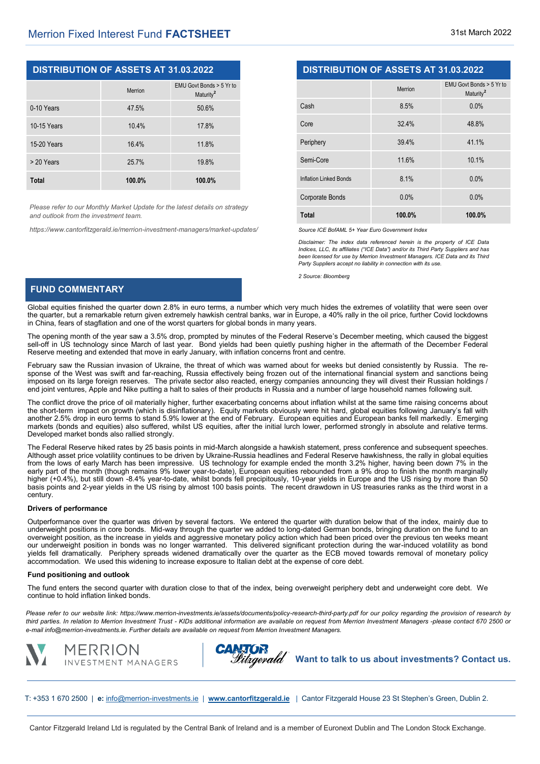## DISTRIBUTION OF ASSETS AT 31.03.2022

| | Merrion | EMU Govt Bonds > 5 Yr to Maturity[2] |
|---|---|---|
| 0-10 Years | 47.5% | 50.6% |
| 10-15 Years | 10.4% | 17.8% |
| 15-20 Years | 16.4% | 11.8% |
| > 20 Years | 25.7% | 19.8% |
| **Total** | **100.0%** | **100.0%** |

*Please refer to our Monthly Market Update for the latest details on strategy and outlook from the investment team.*

*https://www.cantorfitzgerald.ie/merrion-investment-managers/market-updates/*

## DISTRIBUTION OF ASSETS AT 31.03.2022

| | Merrion | EMU Govt Bonds > 5 Yr to Maturity[2] |
|---|---|---|
| Cash | 8.5% | 0.0% |
| Core | 32.4% | 48.8% |
| Periphery | 39.4% | 41.1% |
| Semi-Core | 11.6% | 10.1% |
| Inflation Linked Bonds | 8.1% | 0.0% |
| Corporate Bonds | 0.0% | 0.0% |
| **Total** | **100.0%** | **100.0%** |

*Source ICE BofAML 5+ Year Euro Government Index*

*Disclaimer: The index data referenced herein is the property of ICE Data Indices, LLC, its affiliates ("ICE Data") and/or its Third Party Suppliers and has been licensed for use by Merrion Investment Managers. ICE Data and its Third Party Suppliers accept no liability in connection with its use.*

*2 Source: Bloomberg*

## FUND COMMENTARY

Global equities finished the quarter down 2.8% in euro terms, a number which very much hides the extremes of volatility that were seen over the quarter, but a remarkable return given extremely hawkish central banks, war in Europe, a 40% rally in the oil price, further Covid lockdowns in China, fears of stagflation and one of the worst quarters for global bonds in many years.

The opening month of the year saw a 3.5% drop, prompted by minutes of the Federal Reserve's December meeting, which caused the biggest sell-off in US technology since March of last year. Bond yields had been quietly pushing higher in the aftermath of the December Federal Reserve meeting and extended that move in early January, with inflation concerns front and centre.

February saw the Russian invasion of Ukraine, the threat of which was warned about for weeks but denied consistently by Russia. The response of the West was swift and far-reaching, Russia effectively being frozen out of the international financial system and sanctions being imposed on its large foreign reserves. The private sector also reacted, energy companies announcing they will divest their Russian holdings / end joint ventures, Apple and Nike putting a halt to sales of their products in Russia and a number of large household names following suit.

The conflict drove the price of oil materially higher, further exacerbating concerns about inflation whilst at the same time raising concerns about the short-term impact on growth (which is disinflationary). Equity markets obviously were hit hard, global equities following January's fall with another 2.5% drop in euro terms to stand 5.9% lower at the end of February. European equities and European banks fell markedly. Emerging markets (bonds and equities) also suffered, whilst US equities, after the initial lurch lower, performed strongly in absolute and relative terms. Developed market bonds also rallied strongly.

The Federal Reserve hiked rates by 25 basis points in mid-March alongside a hawkish statement, press conference and subsequent speeches. Although asset price volatility continues to be driven by Ukraine-Russia headlines and Federal Reserve hawkishness, the rally in global equities from the lows of early March has been impressive. US technology for example ended the month 3.2% higher, having been down 7% in the early part of the month (though remains 9% lower year-to-date), European equities rebounded from a 9% drop to finish the month marginally higher (+0.4%), but still down -8.4% year-to-date, whilst bonds fell precipitously, 10-year yields in Europe and the US rising by more than 50 basis points and 2-year yields in the US rising by almost 100 basis points. The recent drawdown in US treasuries ranks as the third worst in a century.

**Drivers of performance**

Outperformance over the quarter was driven by several factors. We entered the quarter with duration below that of the index, mainly due to underweight positions in core bonds. Mid-way through the quarter we added to long-dated German bonds, bringing duration on the fund to an overweight position, as the increase in yields and aggressive monetary policy action which had been priced over the previous ten weeks meant our underweight position in bonds was no longer warranted. This delivered significant protection during the war-induced volatility as bond yields fell dramatically. Periphery spreads widened dramatically over the quarter as the ECB moved towards removal of monetary policy accommodation. We used this widening to increase exposure to Italian debt at the expense of core debt.

**Fund positioning and outlook**

The fund enters the second quarter with duration close to that of the index, being overweight periphery debt and underweight core debt. We continue to hold inflation linked bonds.

*Please refer to our website link: https://www.merrion-investments.ie/assets/documents/policy-research-third-party.pdf for our policy regarding the provision of research by third parties. In relation to Merrion Investment Trust - KIDs additional information are available on request from Merrion Investment Managers -please contact 670 2500 or e-mail info@merrion-investments.ie. Further details are available on request from Merrion Investment Managers.*

MERRION INVESTMENT MANAGERS

Cantor Fitzgerald

**Want to talk to us about investments? Contact us.**

T: +353 1 670 2500 | **e:** info@merrion-investments.ie | **www.cantorfitzgerald.ie** | Cantor Fitzgerald House 23 St Stephen's Green, Dublin 2.

Cantor Fitzgerald Ireland Ltd is regulated by the Central Bank of Ireland and is a member of Euronext Dublin and The London Stock Exchange.